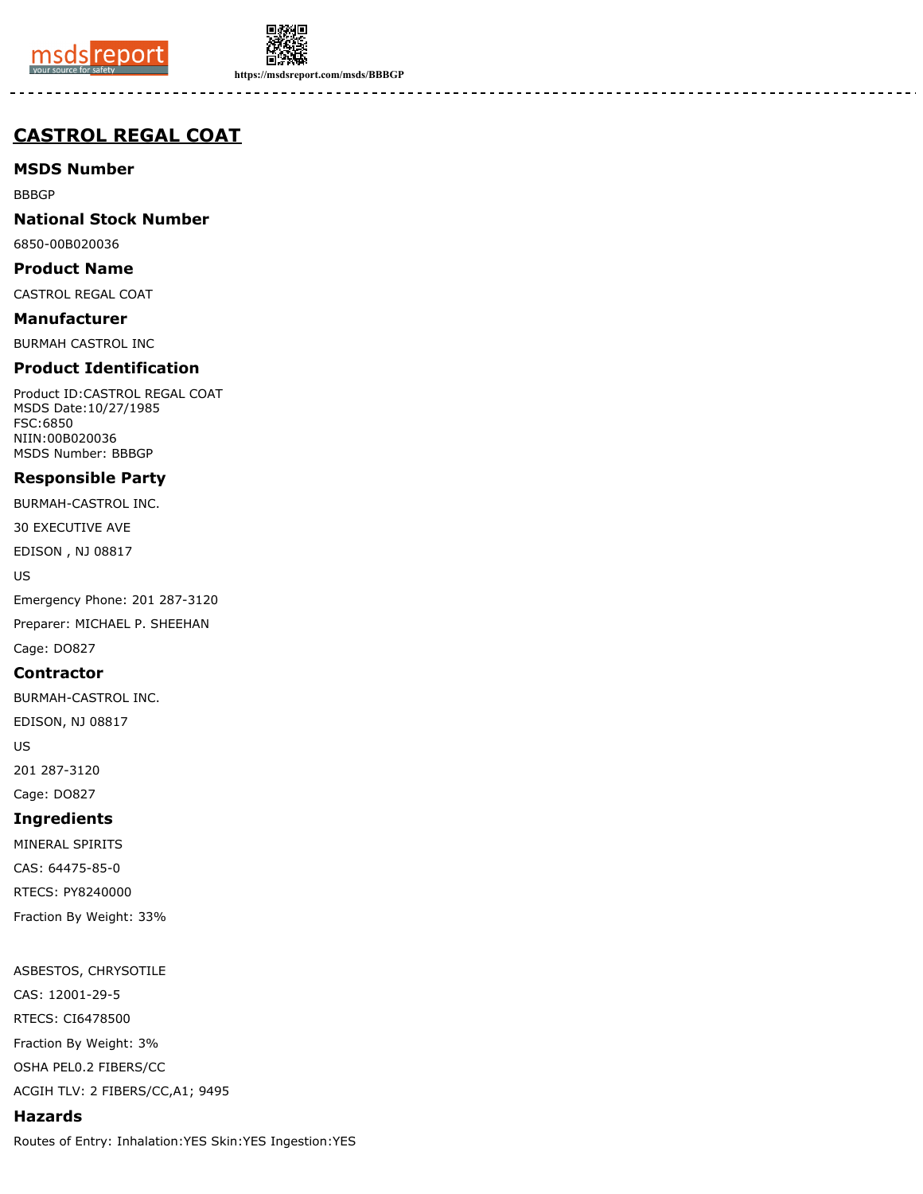# CASTROL REGAL COAT

## MSDS Number

BBBGP

## National Stock Number

6850-00B020036

## Product Name

CASTROL REGAL COAT

## Manufacturer

BURMAH CASTROL INC

## Product Identification

Product ID:CASTROL REGAL COAT
MSDS Date:10/27/1985
FSC:6850
NIIN:00B020036
MSDS Number: BBBGP

## Responsible Party

BURMAH-CASTROL INC.

30 EXECUTIVE AVE

EDISON , NJ 08817

US

Emergency Phone: 201 287-3120

Preparer: MICHAEL P. SHEEHAN

Cage: DO827

## Contractor

BURMAH-CASTROL INC.

EDISON, NJ 08817

US

201 287-3120

Cage: DO827

## Ingredients

MINERAL SPIRITS

CAS: 64475-85-0

RTECS: PY8240000

Fraction By Weight: 33%

ASBESTOS, CHRYSOTILE

CAS: 12001-29-5

RTECS: CI6478500

Fraction By Weight: 3%

OSHA PEL0.2 FIBERS/CC

ACGIH TLV: 2 FIBERS/CC,A1; 9495

## Hazards

Routes of Entry: Inhalation:YES Skin:YES Ingestion:YES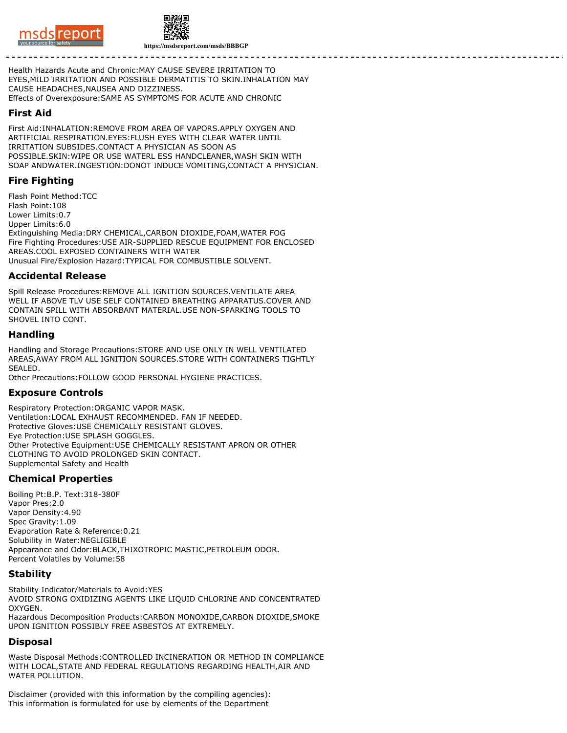Health Hazards Acute and Chronic:MAY CAUSE SEVERE IRRITATION TO EYES,MILD IRRITATION AND POSSIBLE DERMATITIS TO SKIN.INHALATION MAY CAUSE HEADACHES,NAUSEA AND DIZZINESS.
Effects of Overexposure:SAME AS SYMPTOMS FOR ACUTE AND CHRONIC

## First Aid

First Aid:INHALATION:REMOVE FROM AREA OF VAPORS.APPLY OXYGEN AND ARTIFICIAL RESPIRATION.EYES:FLUSH EYES WITH CLEAR WATER UNTIL IRRITATION SUBSIDES.CONTACT A PHYSICIAN AS SOON AS POSSIBLE.SKIN:WIPE OR USE WATERL ESS HANDCLEANER,WASH SKIN WITH SOAP ANDWATER.INGESTION:DONOT INDUCE VOMITING,CONTACT A PHYSICIAN.

## Fire Fighting

Flash Point Method:TCC
Flash Point:108
Lower Limits:0.7
Upper Limits:6.0
Extinguishing Media:DRY CHEMICAL,CARBON DIOXIDE,FOAM,WATER FOG
Fire Fighting Procedures:USE AIR-SUPPLIED RESCUE EQUIPMENT FOR ENCLOSED AREAS.COOL EXPOSED CONTAINERS WITH WATER
Unusual Fire/Explosion Hazard:TYPICAL FOR COMBUSTIBLE SOLVENT.

## Accidental Release

Spill Release Procedures:REMOVE ALL IGNITION SOURCES.VENTILATE AREA WELL IF ABOVE TLV USE SELF CONTAINED BREATHING APPARATUS.COVER AND CONTAIN SPILL WITH ABSORBANT MATERIAL.USE NON-SPARKING TOOLS TO SHOVEL INTO CONT.

## Handling

Handling and Storage Precautions:STORE AND USE ONLY IN WELL VENTILATED AREAS,AWAY FROM ALL IGNITION SOURCES.STORE WITH CONTAINERS TIGHTLY SEALED.
Other Precautions:FOLLOW GOOD PERSONAL HYGIENE PRACTICES.

## Exposure Controls

Respiratory Protection:ORGANIC VAPOR MASK.
Ventilation:LOCAL EXHAUST RECOMMENDED. FAN IF NEEDED.
Protective Gloves:USE CHEMICALLY RESISTANT GLOVES.
Eye Protection:USE SPLASH GOGGLES.
Other Protective Equipment:USE CHEMICALLY RESISTANT APRON OR OTHER CLOTHING TO AVOID PROLONGED SKIN CONTACT.
Supplemental Safety and Health

## Chemical Properties

Boiling Pt:B.P. Text:318-380F
Vapor Pres:2.0
Vapor Density:4.90
Spec Gravity:1.09
Evaporation Rate & Reference:0.21
Solubility in Water:NEGLIGIBLE
Appearance and Odor:BLACK,THIXOTROPIC MASTIC,PETROLEUM ODOR.
Percent Volatiles by Volume:58

## Stability

Stability Indicator/Materials to Avoid:YES
AVOID STRONG OXIDIZING AGENTS LIKE LIQUID CHLORINE AND CONCENTRATED OXYGEN.
Hazardous Decomposition Products:CARBON MONOXIDE,CARBON DIOXIDE,SMOKE UPON IGNITION POSSIBLY FREE ASBESTOS AT EXTREMELY.

## Disposal

Waste Disposal Methods:CONTROLLED INCINERATION OR METHOD IN COMPLIANCE WITH LOCAL,STATE AND FEDERAL REGULATIONS REGARDING HEALTH,AIR AND WATER POLLUTION.

Disclaimer (provided with this information by the compiling agencies):
This information is formulated for use by elements of the Department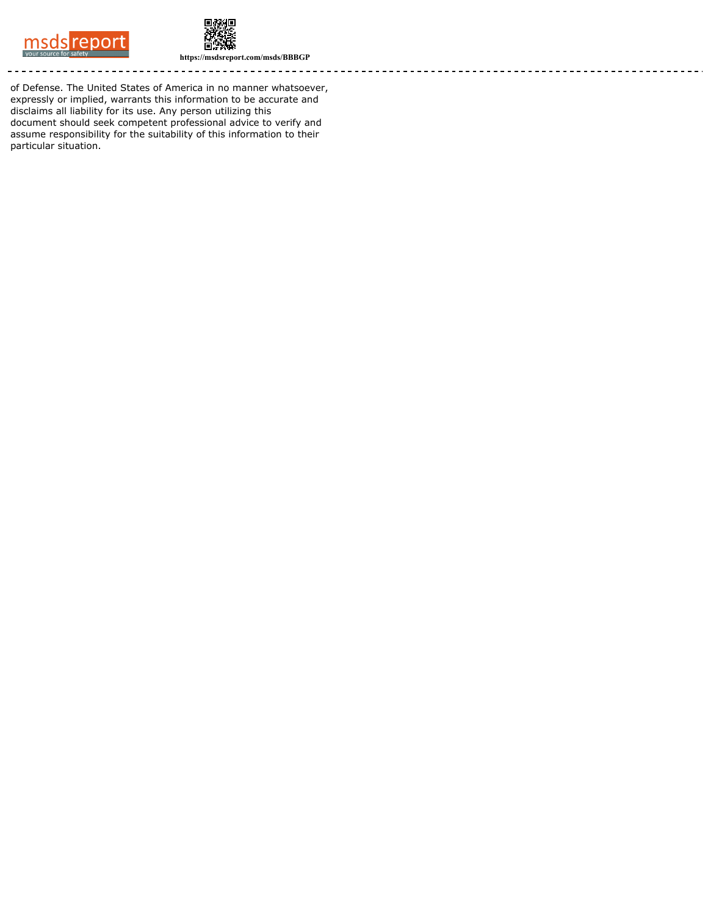of Defense. The United States of America in no manner whatsoever, expressly or implied, warrants this information to be accurate and disclaims all liability for its use. Any person utilizing this document should seek competent professional advice to verify and assume responsibility for the suitability of this information to their particular situation.